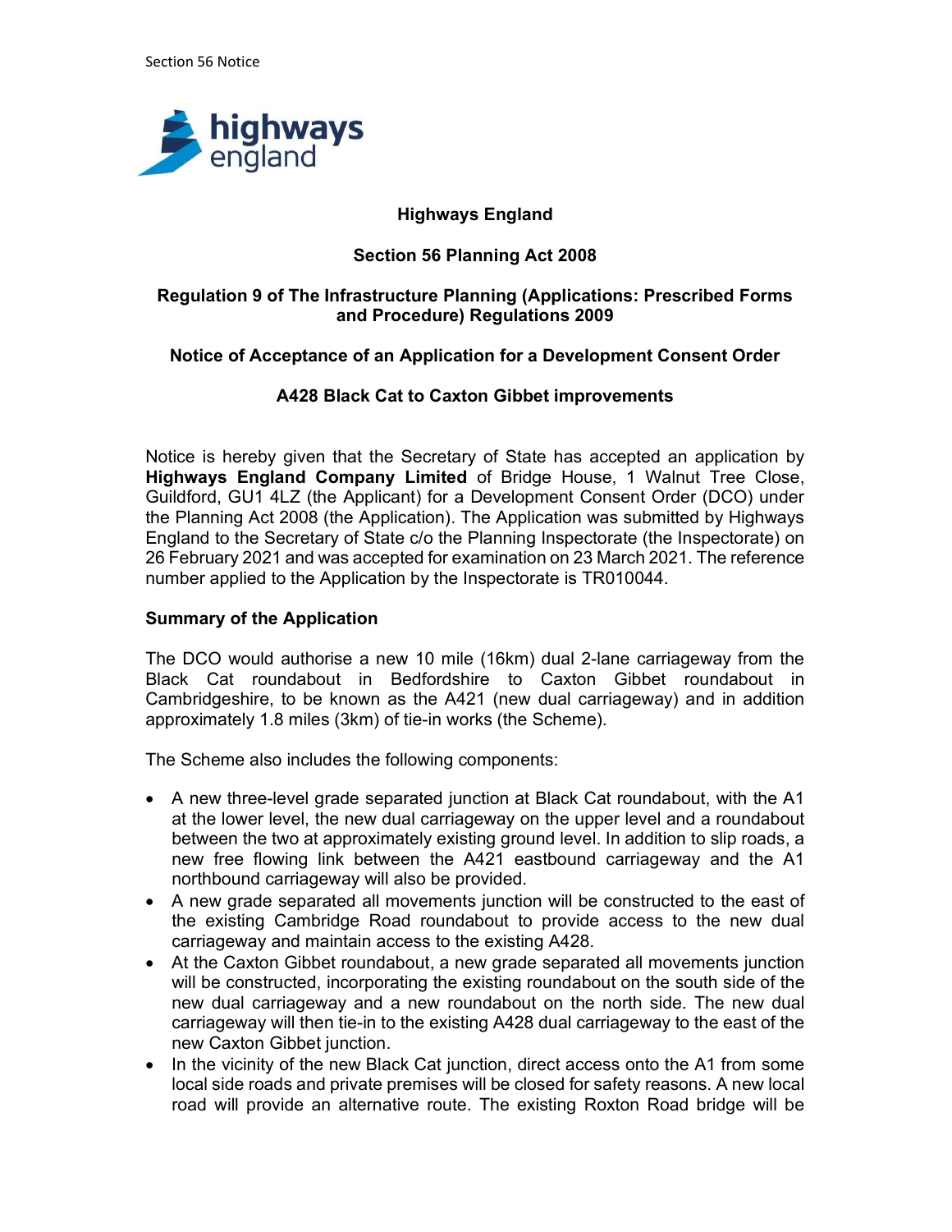**Highways England**

**Section 56 Planning Act 2008**

**Regulation 9 of The Infrastructure Planning (Applications: Prescribed Forms and Procedure) Regulations 2009**

**Notice of Acceptance of an Application for a Development Consent Order**

**A428 Black Cat to Caxton Gibbet improvements**

Notice is hereby given that the Secretary of State has accepted an application by **Highways England Company Limited** of Bridge House, 1 Walnut Tree Close, Guildford, GU1 4LZ (the Applicant) for a Development Consent Order (DCO) under the Planning Act 2008 (the Application). The Application was submitted by Highways England to the Secretary of State c/o the Planning Inspectorate (the Inspectorate) on 26 February 2021 and was accepted for examination on 23 March 2021. The reference number applied to the Application by the Inspectorate is TR010044.

**Summary of the Application**

The DCO would authorise a new 10 mile (16km) dual 2-lane carriageway from the Black Cat roundabout in Bedfordshire to Caxton Gibbet roundabout in Cambridgeshire, to be known as the A421 (new dual carriageway) and in addition approximately 1.8 miles (3km) of tie-in works (the Scheme).

The Scheme also includes the following components:

- A new three-level grade separated junction at Black Cat roundabout, with the A1 at the lower level, the new dual carriageway on the upper level and a roundabout between the two at approximately existing ground level. In addition to slip roads, a new free flowing link between the A421 eastbound carriageway and the A1 northbound carriageway will also be provided.
- A new grade separated all movements junction will be constructed to the east of the existing Cambridge Road roundabout to provide access to the new dual carriageway and maintain access to the existing A428.
- At the Caxton Gibbet roundabout, a new grade separated all movements junction will be constructed, incorporating the existing roundabout on the south side of the new dual carriageway and a new roundabout on the north side. The new dual carriageway will then tie-in to the existing A428 dual carriageway to the east of the new Caxton Gibbet junction.
- In the vicinity of the new Black Cat junction, direct access onto the A1 from some local side roads and private premises will be closed for safety reasons. A new local road will provide an alternative route. The existing Roxton Road bridge will be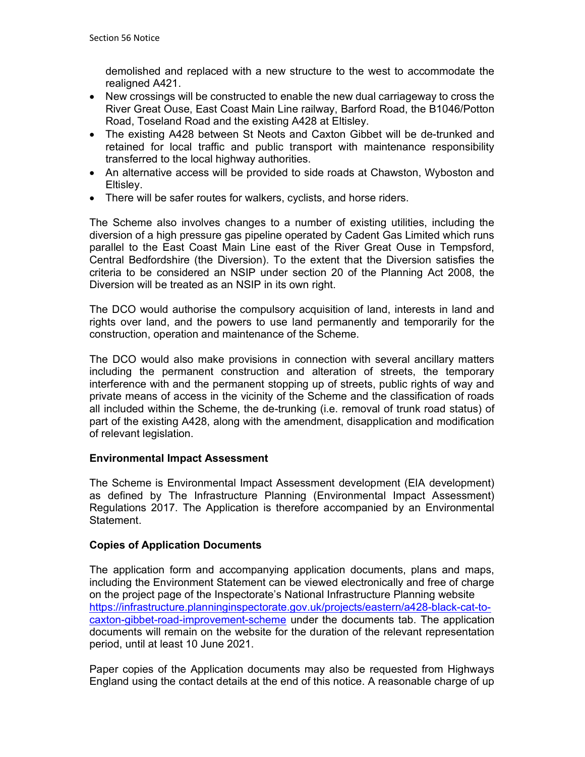demolished and replaced with a new structure to the west to accommodate the realigned A421.

- New crossings will be constructed to enable the new dual carriageway to cross the River Great Ouse, East Coast Main Line railway, Barford Road, the B1046/Potton Road, Toseland Road and the existing A428 at Eltisley.
- The existing A428 between St Neots and Caxton Gibbet will be de-trunked and retained for local traffic and public transport with maintenance responsibility transferred to the local highway authorities.
- An alternative access will be provided to side roads at Chawston, Wyboston and Eltisley.
- There will be safer routes for walkers, cyclists, and horse riders.

The Scheme also involves changes to a number of existing utilities, including the diversion of a high pressure gas pipeline operated by Cadent Gas Limited which runs parallel to the East Coast Main Line east of the River Great Ouse in Tempsford, Central Bedfordshire (the Diversion). To the extent that the Diversion satisfies the criteria to be considered an NSIP under section 20 of the Planning Act 2008, the Diversion will be treated as an NSIP in its own right.

The DCO would authorise the compulsory acquisition of land, interests in land and rights over land, and the powers to use land permanently and temporarily for the construction, operation and maintenance of the Scheme.

The DCO would also make provisions in connection with several ancillary matters including the permanent construction and alteration of streets, the temporary interference with and the permanent stopping up of streets, public rights of way and private means of access in the vicinity of the Scheme and the classification of roads all included within the Scheme, the de-trunking (i.e. removal of trunk road status) of part of the existing A428, along with the amendment, disapplication and modification of relevant legislation.

**Environmental Impact Assessment**

The Scheme is Environmental Impact Assessment development (EIA development) as defined by The Infrastructure Planning (Environmental Impact Assessment) Regulations 2017. The Application is therefore accompanied by an Environmental Statement.

**Copies of Application Documents**

The application form and accompanying application documents, plans and maps, including the Environment Statement can be viewed electronically and free of charge on the project page of the Inspectorate's National Infrastructure Planning website https://infrastructure.planninginspectorate.gov.uk/projects/eastern/a428-black-cat-to-caxton-gibbet-road-improvement-scheme under the documents tab. The application documents will remain on the website for the duration of the relevant representation period, until at least 10 June 2021.

Paper copies of the Application documents may also be requested from Highways England using the contact details at the end of this notice. A reasonable charge of up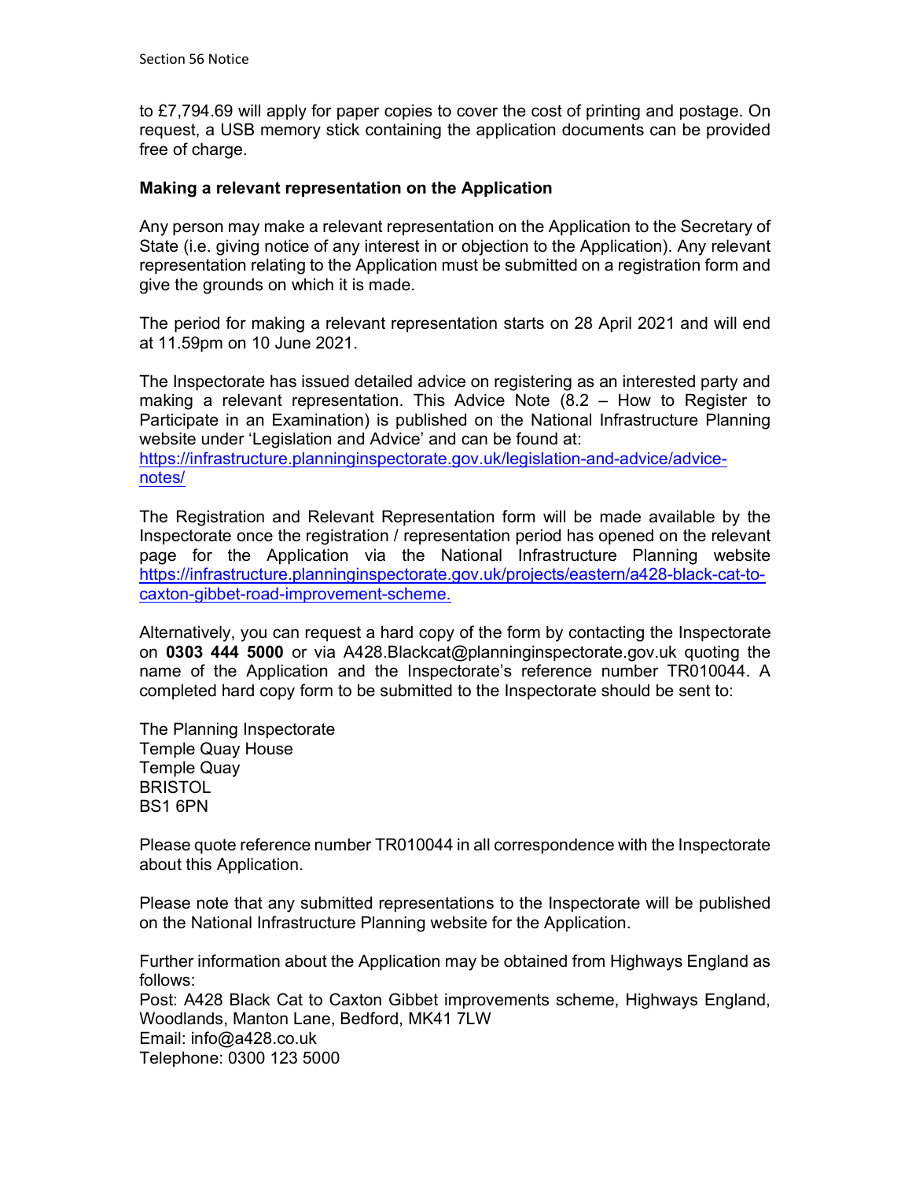to £7,794.69 will apply for paper copies to cover the cost of printing and postage. On request, a USB memory stick containing the application documents can be provided free of charge.

**Making a relevant representation on the Application**

Any person may make a relevant representation on the Application to the Secretary of State (i.e. giving notice of any interest in or objection to the Application). Any relevant representation relating to the Application must be submitted on a registration form and give the grounds on which it is made.

The period for making a relevant representation starts on 28 April 2021 and will end at 11.59pm on 10 June 2021.

The Inspectorate has issued detailed advice on registering as an interested party and making a relevant representation. This Advice Note (8.2 – How to Register to Participate in an Examination) is published on the National Infrastructure Planning website under 'Legislation and Advice' and can be found at: https://infrastructure.planninginspectorate.gov.uk/legislation-and-advice/advice-notes/

The Registration and Relevant Representation form will be made available by the Inspectorate once the registration / representation period has opened on the relevant page for the Application via the National Infrastructure Planning website https://infrastructure.planninginspectorate.gov.uk/projects/eastern/a428-black-cat-to-caxton-gibbet-road-improvement-scheme.

Alternatively, you can request a hard copy of the form by contacting the Inspectorate on **0303 444 5000** or via A428.Blackcat@planninginspectorate.gov.uk quoting the name of the Application and the Inspectorate's reference number TR010044. A completed hard copy form to be submitted to the Inspectorate should be sent to:

The Planning Inspectorate
Temple Quay House
Temple Quay
BRISTOL
BS1 6PN

Please quote reference number TR010044 in all correspondence with the Inspectorate about this Application.

Please note that any submitted representations to the Inspectorate will be published on the National Infrastructure Planning website for the Application.

Further information about the Application may be obtained from Highways England as follows:
Post: A428 Black Cat to Caxton Gibbet improvements scheme, Highways England, Woodlands, Manton Lane, Bedford, MK41 7LW
Email: info@a428.co.uk
Telephone: 0300 123 5000